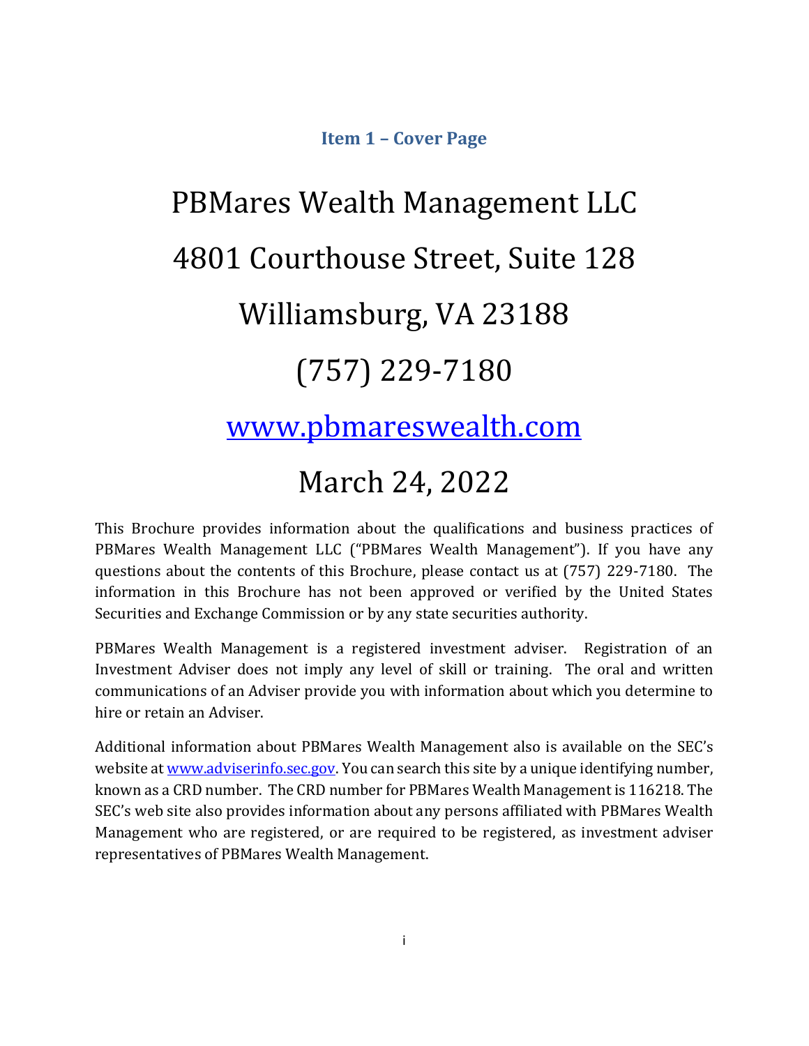## Item 1 – Cover Page

# PBMares Wealth Management LLC

# 4801 Courthouse Street, Suite 128

# Williamsburg, VA 23188

# (757) 229-7180

# www.pbmareswealth.com

# March 24, 2022

This Brochure provides information about the qualifications and business practices of PBMares Wealth Management LLC ("PBMares Wealth Management"). If you have any questions about the contents of this Brochure, please contact us at (757) 229-7180. The information in this Brochure has not been approved or verified by the United States Securities and Exchange Commission or by any state securities authority.

PBMares Wealth Management is a registered investment adviser. Registration of an Investment Adviser does not imply any level of skill or training. The oral and written communications of an Adviser provide you with information about which you determine to hire or retain an Adviser.

Additional information about PBMares Wealth Management also is available on the SEC's website at www.adviserinfo.sec.gov. You can search this site by a unique identifying number, known as a CRD number. The CRD number for PBMares Wealth Management is 116218. The SEC's web site also provides information about any persons affiliated with PBMares Wealth Management who are registered, or are required to be registered, as investment adviser representatives of PBMares Wealth Management.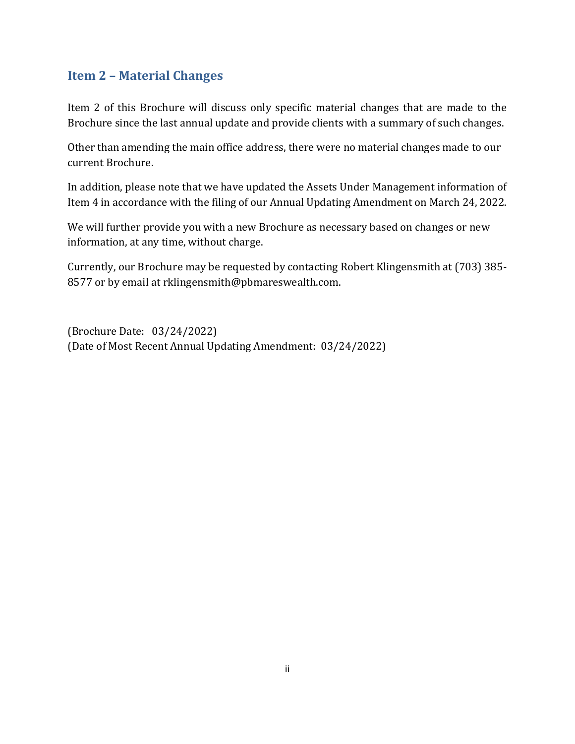## Item 2 – Material Changes

Item 2 of this Brochure will discuss only specific material changes that are made to the Brochure since the last annual update and provide clients with a summary of such changes.

Other than amending the main office address, there were no material changes made to our current Brochure.

In addition, please note that we have updated the Assets Under Management information of Item 4 in accordance with the filing of our Annual Updating Amendment on March 24, 2022.

We will further provide you with a new Brochure as necessary based on changes or new information, at any time, without charge.

Currently, our Brochure may be requested by contacting Robert Klingensmith at (703) 385-8577 or by email at rklingensmith@pbmareswealth.com.

(Brochure Date: 03/24/2022)
(Date of Most Recent Annual Updating Amendment: 03/24/2022)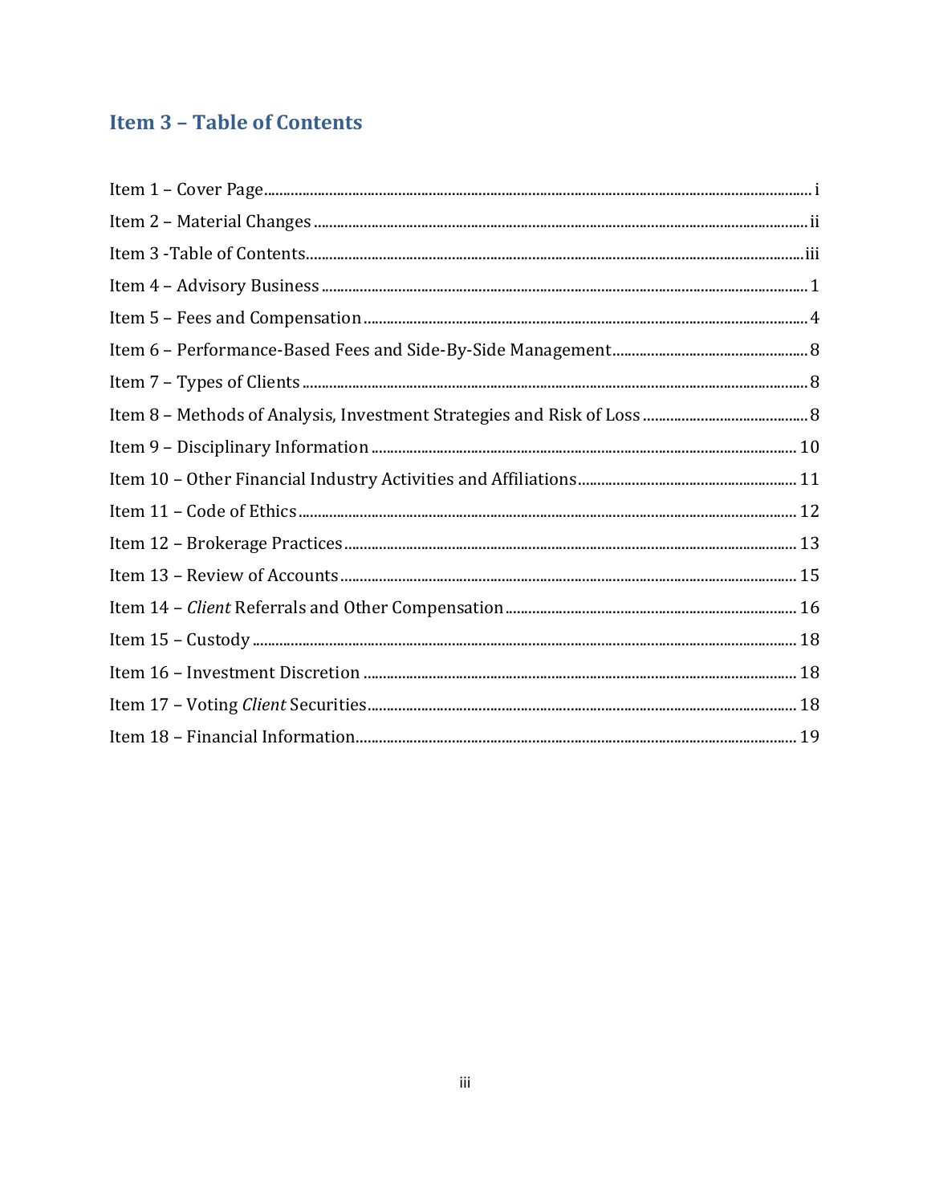## Item 3 – Table of Contents

Item 1 – Cover Page ... i

Item 2 – Material Changes ... ii

Item 3 -Table of Contents ... iii

Item 4 – Advisory Business ... 1

Item 5 – Fees and Compensation ... 4

Item 6 – Performance-Based Fees and Side-By-Side Management ... 8

Item 7 – Types of Clients ... 8

Item 8 – Methods of Analysis, Investment Strategies and Risk of Loss ... 8

Item 9 – Disciplinary Information ... 10

Item 10 – Other Financial Industry Activities and Affiliations ... 11

Item 11 – Code of Ethics ... 12

Item 12 – Brokerage Practices ... 13

Item 13 – Review of Accounts ... 15

Item 14 – *Client* Referrals and Other Compensation ... 16

Item 15 – Custody ... 18

Item 16 – Investment Discretion ... 18

Item 17 – Voting *Client* Securities ... 18

Item 18 – Financial Information ... 19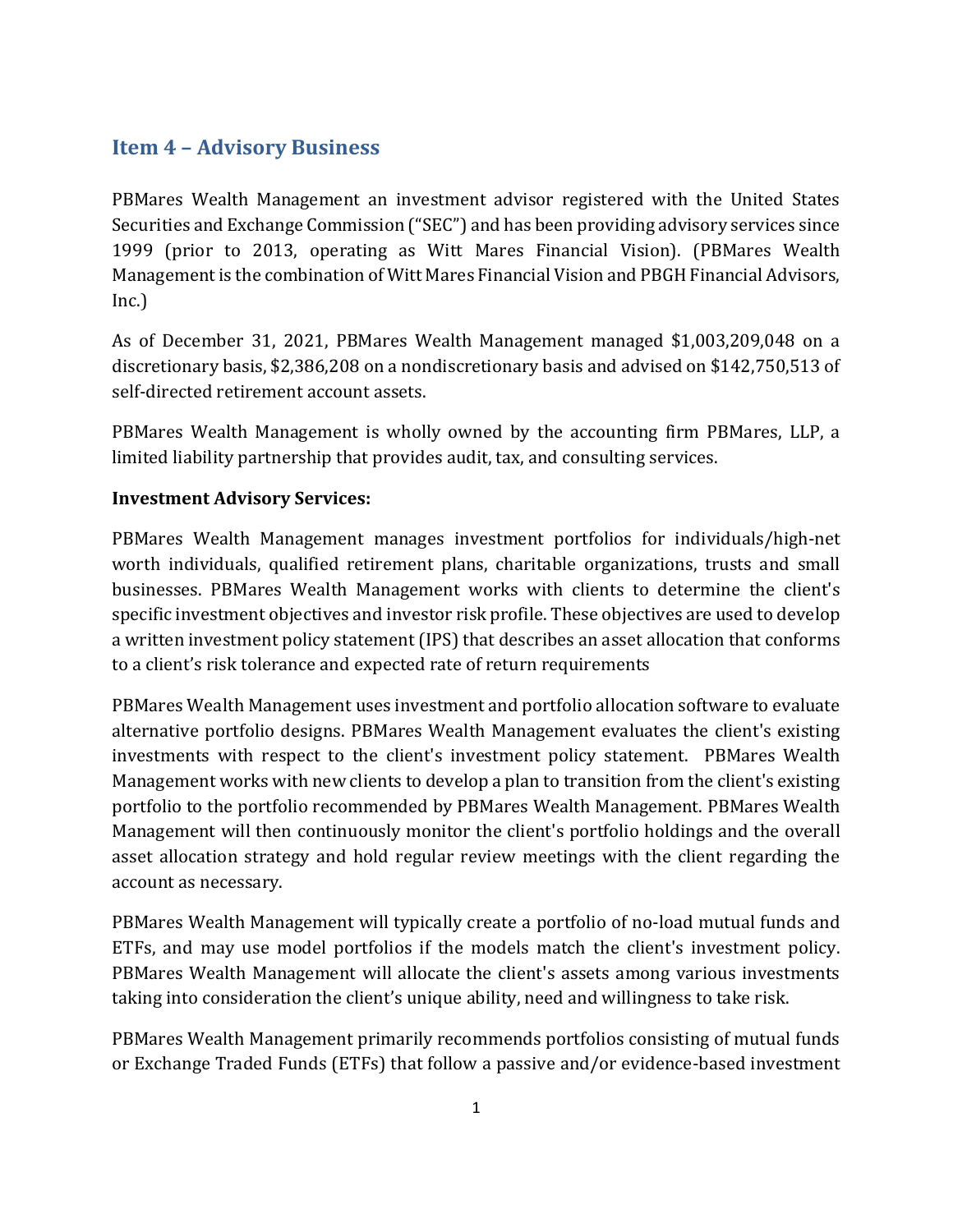## Item 4 – Advisory Business

PBMares Wealth Management an investment advisor registered with the United States Securities and Exchange Commission ("SEC") and has been providing advisory services since 1999 (prior to 2013, operating as Witt Mares Financial Vision). (PBMares Wealth Management is the combination of Witt Mares Financial Vision and PBGH Financial Advisors, Inc.)

As of December 31, 2021, PBMares Wealth Management managed $1,003,209,048 on a discretionary basis, $2,386,208 on a nondiscretionary basis and advised on $142,750,513 of self-directed retirement account assets.

PBMares Wealth Management is wholly owned by the accounting firm PBMares, LLP, a limited liability partnership that provides audit, tax, and consulting services.

**Investment Advisory Services:**

PBMares Wealth Management manages investment portfolios for individuals/high-net worth individuals, qualified retirement plans, charitable organizations, trusts and small businesses. PBMares Wealth Management works with clients to determine the client's specific investment objectives and investor risk profile. These objectives are used to develop a written investment policy statement (IPS) that describes an asset allocation that conforms to a client's risk tolerance and expected rate of return requirements

PBMares Wealth Management uses investment and portfolio allocation software to evaluate alternative portfolio designs. PBMares Wealth Management evaluates the client's existing investments with respect to the client's investment policy statement. PBMares Wealth Management works with new clients to develop a plan to transition from the client's existing portfolio to the portfolio recommended by PBMares Wealth Management. PBMares Wealth Management will then continuously monitor the client's portfolio holdings and the overall asset allocation strategy and hold regular review meetings with the client regarding the account as necessary.

PBMares Wealth Management will typically create a portfolio of no-load mutual funds and ETFs, and may use model portfolios if the models match the client's investment policy. PBMares Wealth Management will allocate the client's assets among various investments taking into consideration the client's unique ability, need and willingness to take risk.

PBMares Wealth Management primarily recommends portfolios consisting of mutual funds or Exchange Traded Funds (ETFs) that follow a passive and/or evidence-based investment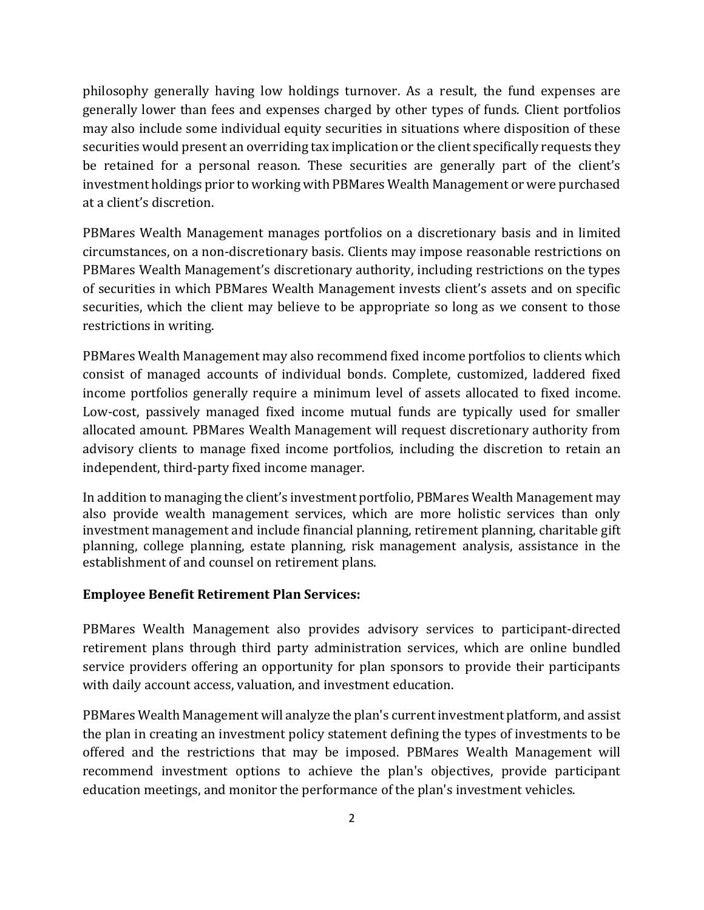philosophy generally having low holdings turnover. As a result, the fund expenses are generally lower than fees and expenses charged by other types of funds. Client portfolios may also include some individual equity securities in situations where disposition of these securities would present an overriding tax implication or the client specifically requests they be retained for a personal reason. These securities are generally part of the client's investment holdings prior to working with PBMares Wealth Management or were purchased at a client's discretion.

PBMares Wealth Management manages portfolios on a discretionary basis and in limited circumstances, on a non-discretionary basis. Clients may impose reasonable restrictions on PBMares Wealth Management's discretionary authority, including restrictions on the types of securities in which PBMares Wealth Management invests client's assets and on specific securities, which the client may believe to be appropriate so long as we consent to those restrictions in writing.

PBMares Wealth Management may also recommend fixed income portfolios to clients which consist of managed accounts of individual bonds. Complete, customized, laddered fixed income portfolios generally require a minimum level of assets allocated to fixed income. Low-cost, passively managed fixed income mutual funds are typically used for smaller allocated amount. PBMares Wealth Management will request discretionary authority from advisory clients to manage fixed income portfolios, including the discretion to retain an independent, third-party fixed income manager.

In addition to managing the client's investment portfolio, PBMares Wealth Management may also provide wealth management services, which are more holistic services than only investment management and include financial planning, retirement planning, charitable gift planning, college planning, estate planning, risk management analysis, assistance in the establishment of and counsel on retirement plans.

**Employee Benefit Retirement Plan Services:**

PBMares Wealth Management also provides advisory services to participant-directed retirement plans through third party administration services, which are online bundled service providers offering an opportunity for plan sponsors to provide their participants with daily account access, valuation, and investment education.

PBMares Wealth Management will analyze the plan's current investment platform, and assist the plan in creating an investment policy statement defining the types of investments to be offered and the restrictions that may be imposed. PBMares Wealth Management will recommend investment options to achieve the plan's objectives, provide participant education meetings, and monitor the performance of the plan's investment vehicles.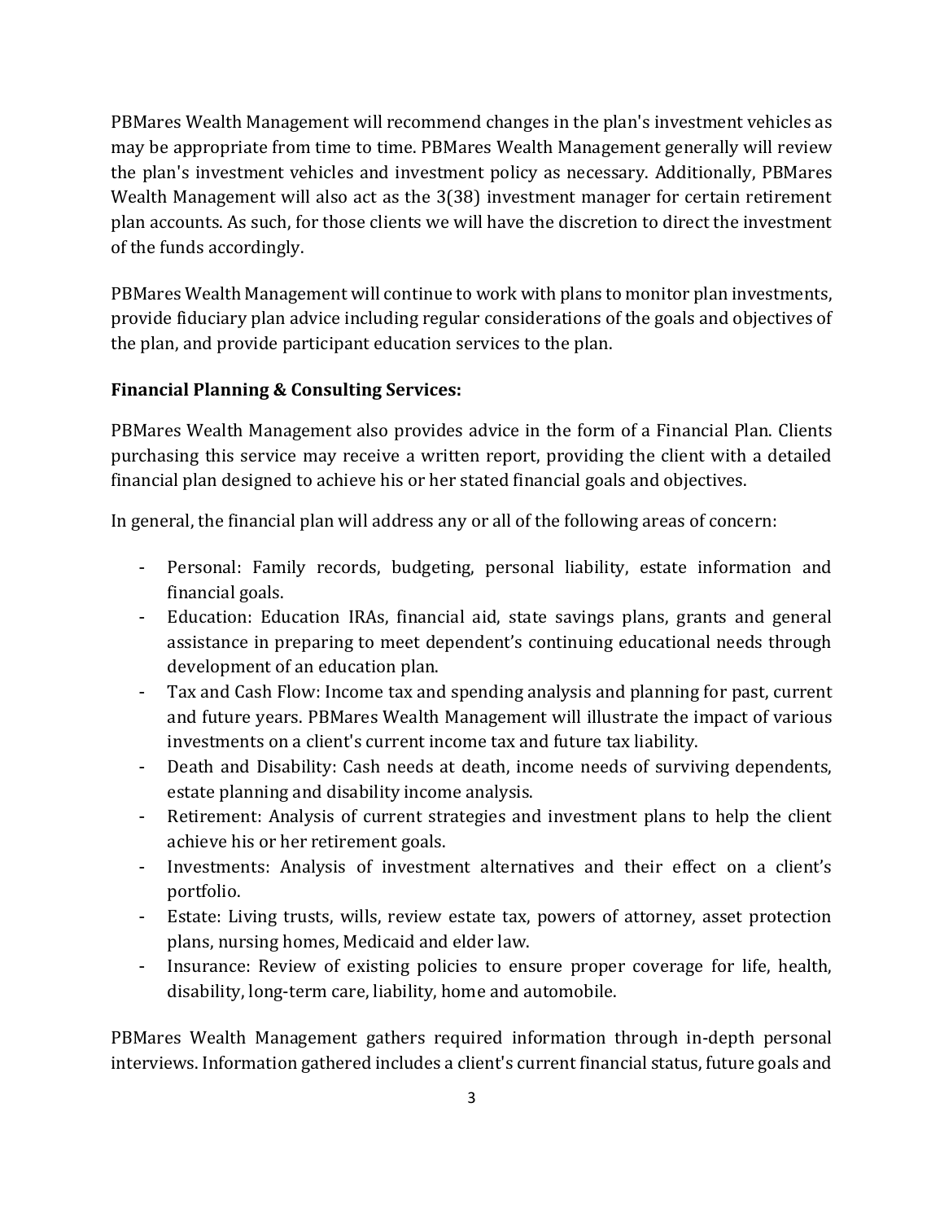PBMares Wealth Management will recommend changes in the plan's investment vehicles as may be appropriate from time to time. PBMares Wealth Management generally will review the plan's investment vehicles and investment policy as necessary. Additionally, PBMares Wealth Management will also act as the 3(38) investment manager for certain retirement plan accounts. As such, for those clients we will have the discretion to direct the investment of the funds accordingly.

PBMares Wealth Management will continue to work with plans to monitor plan investments, provide fiduciary plan advice including regular considerations of the goals and objectives of the plan, and provide participant education services to the plan.

**Financial Planning & Consulting Services:**

PBMares Wealth Management also provides advice in the form of a Financial Plan. Clients purchasing this service may receive a written report, providing the client with a detailed financial plan designed to achieve his or her stated financial goals and objectives.

In general, the financial plan will address any or all of the following areas of concern:

- Personal: Family records, budgeting, personal liability, estate information and financial goals.
- Education: Education IRAs, financial aid, state savings plans, grants and general assistance in preparing to meet dependent's continuing educational needs through development of an education plan.
- Tax and Cash Flow: Income tax and spending analysis and planning for past, current and future years. PBMares Wealth Management will illustrate the impact of various investments on a client's current income tax and future tax liability.
- Death and Disability: Cash needs at death, income needs of surviving dependents, estate planning and disability income analysis.
- Retirement: Analysis of current strategies and investment plans to help the client achieve his or her retirement goals.
- Investments: Analysis of investment alternatives and their effect on a client's portfolio.
- Estate: Living trusts, wills, review estate tax, powers of attorney, asset protection plans, nursing homes, Medicaid and elder law.
- Insurance: Review of existing policies to ensure proper coverage for life, health, disability, long-term care, liability, home and automobile.

PBMares Wealth Management gathers required information through in-depth personal interviews. Information gathered includes a client's current financial status, future goals and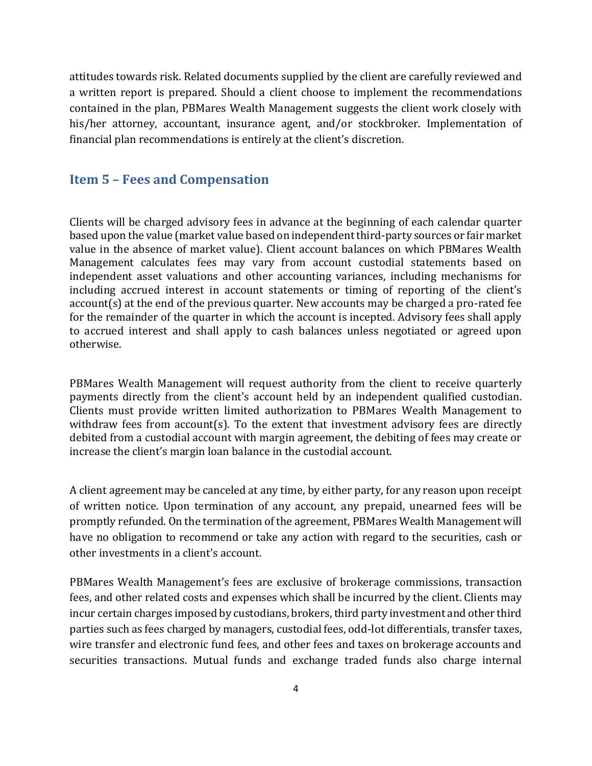attitudes towards risk. Related documents supplied by the client are carefully reviewed and a written report is prepared. Should a client choose to implement the recommendations contained in the plan, PBMares Wealth Management suggests the client work closely with his/her attorney, accountant, insurance agent, and/or stockbroker. Implementation of financial plan recommendations is entirely at the client's discretion.

## Item 5 – Fees and Compensation

Clients will be charged advisory fees in advance at the beginning of each calendar quarter based upon the value (market value based on independent third-party sources or fair market value in the absence of market value). Client account balances on which PBMares Wealth Management calculates fees may vary from account custodial statements based on independent asset valuations and other accounting variances, including mechanisms for including accrued interest in account statements or timing of reporting of the client's account(s) at the end of the previous quarter. New accounts may be charged a pro-rated fee for the remainder of the quarter in which the account is incepted. Advisory fees shall apply to accrued interest and shall apply to cash balances unless negotiated or agreed upon otherwise.

PBMares Wealth Management will request authority from the client to receive quarterly payments directly from the client's account held by an independent qualified custodian. Clients must provide written limited authorization to PBMares Wealth Management to withdraw fees from account(s). To the extent that investment advisory fees are directly debited from a custodial account with margin agreement, the debiting of fees may create or increase the client's margin loan balance in the custodial account.

A client agreement may be canceled at any time, by either party, for any reason upon receipt of written notice. Upon termination of any account, any prepaid, unearned fees will be promptly refunded. On the termination of the agreement, PBMares Wealth Management will have no obligation to recommend or take any action with regard to the securities, cash or other investments in a client's account.

PBMares Wealth Management's fees are exclusive of brokerage commissions, transaction fees, and other related costs and expenses which shall be incurred by the client. Clients may incur certain charges imposed by custodians, brokers, third party investment and other third parties such as fees charged by managers, custodial fees, odd-lot differentials, transfer taxes, wire transfer and electronic fund fees, and other fees and taxes on brokerage accounts and securities transactions. Mutual funds and exchange traded funds also charge internal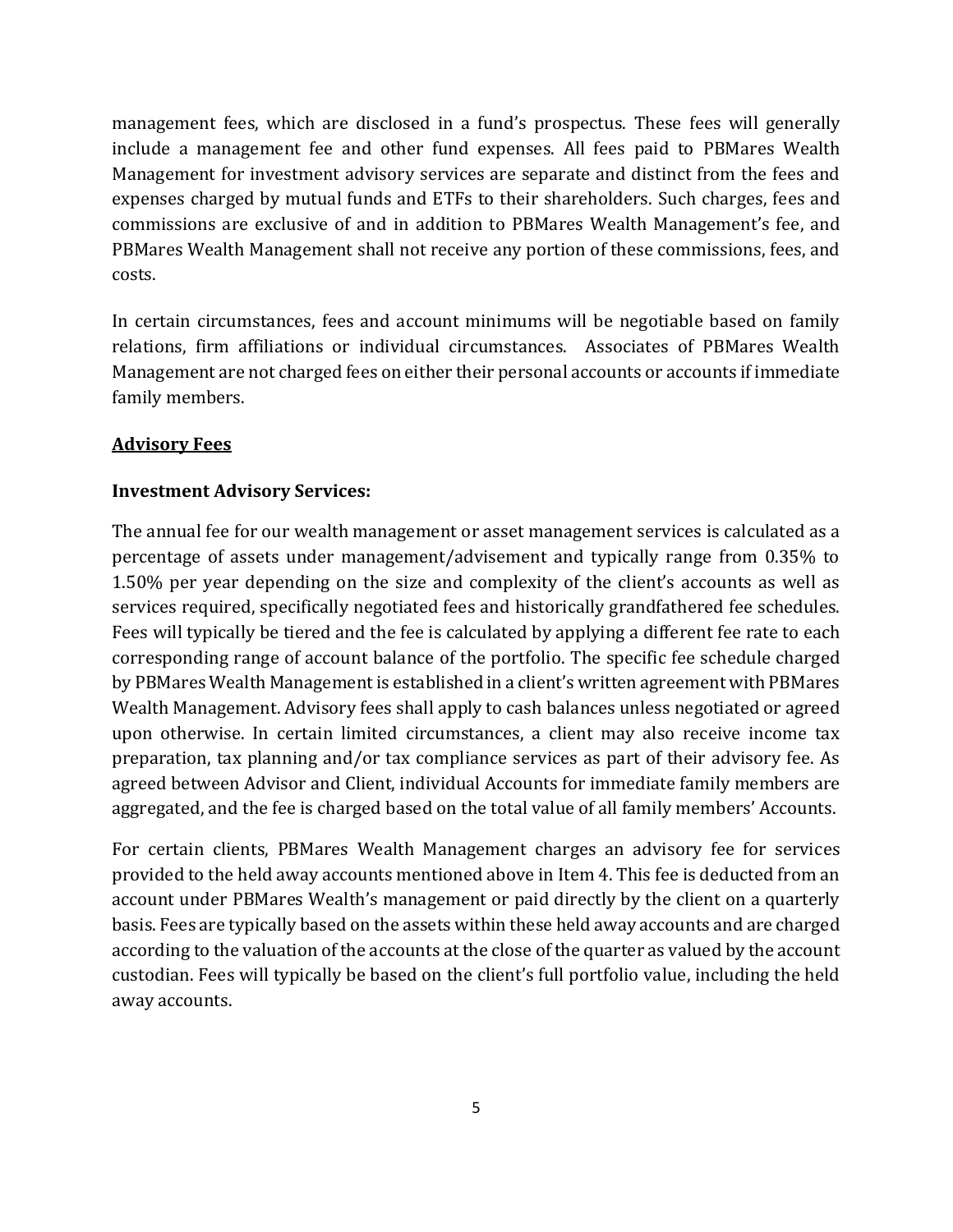management fees, which are disclosed in a fund's prospectus. These fees will generally include a management fee and other fund expenses. All fees paid to PBMares Wealth Management for investment advisory services are separate and distinct from the fees and expenses charged by mutual funds and ETFs to their shareholders. Such charges, fees and commissions are exclusive of and in addition to PBMares Wealth Management's fee, and PBMares Wealth Management shall not receive any portion of these commissions, fees, and costs.

In certain circumstances, fees and account minimums will be negotiable based on family relations, firm affiliations or individual circumstances. Associates of PBMares Wealth Management are not charged fees on either their personal accounts or accounts if immediate family members.

## Advisory Fees

### Investment Advisory Services:

The annual fee for our wealth management or asset management services is calculated as a percentage of assets under management/advisement and typically range from 0.35% to 1.50% per year depending on the size and complexity of the client's accounts as well as services required, specifically negotiated fees and historically grandfathered fee schedules. Fees will typically be tiered and the fee is calculated by applying a different fee rate to each corresponding range of account balance of the portfolio. The specific fee schedule charged by PBMares Wealth Management is established in a client's written agreement with PBMares Wealth Management. Advisory fees shall apply to cash balances unless negotiated or agreed upon otherwise. In certain limited circumstances, a client may also receive income tax preparation, tax planning and/or tax compliance services as part of their advisory fee. As agreed between Advisor and Client, individual Accounts for immediate family members are aggregated, and the fee is charged based on the total value of all family members' Accounts.

For certain clients, PBMares Wealth Management charges an advisory fee for services provided to the held away accounts mentioned above in Item 4. This fee is deducted from an account under PBMares Wealth's management or paid directly by the client on a quarterly basis. Fees are typically based on the assets within these held away accounts and are charged according to the valuation of the accounts at the close of the quarter as valued by the account custodian. Fees will typically be based on the client's full portfolio value, including the held away accounts.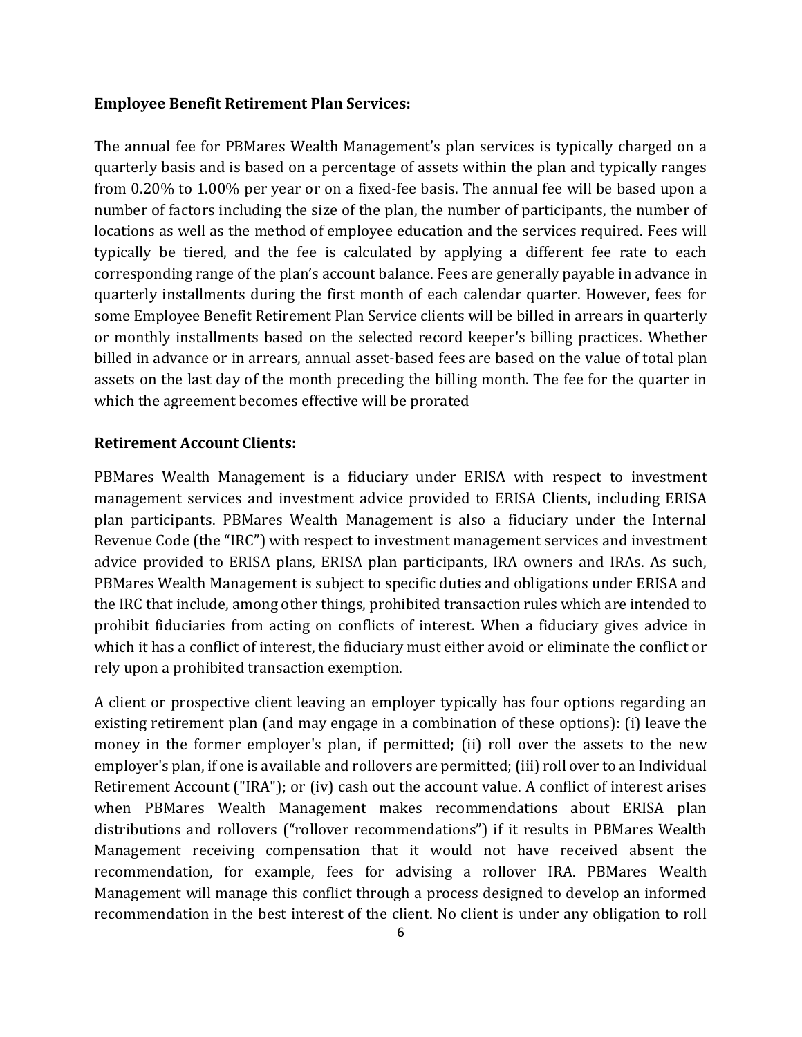**Employee Benefit Retirement Plan Services:**

The annual fee for PBMares Wealth Management's plan services is typically charged on a quarterly basis and is based on a percentage of assets within the plan and typically ranges from 0.20% to 1.00% per year or on a fixed-fee basis. The annual fee will be based upon a number of factors including the size of the plan, the number of participants, the number of locations as well as the method of employee education and the services required. Fees will typically be tiered, and the fee is calculated by applying a different fee rate to each corresponding range of the plan's account balance. Fees are generally payable in advance in quarterly installments during the first month of each calendar quarter. However, fees for some Employee Benefit Retirement Plan Service clients will be billed in arrears in quarterly or monthly installments based on the selected record keeper's billing practices. Whether billed in advance or in arrears, annual asset-based fees are based on the value of total plan assets on the last day of the month preceding the billing month. The fee for the quarter in which the agreement becomes effective will be prorated

**Retirement Account Clients:**

PBMares Wealth Management is a fiduciary under ERISA with respect to investment management services and investment advice provided to ERISA Clients, including ERISA plan participants. PBMares Wealth Management is also a fiduciary under the Internal Revenue Code (the "IRC") with respect to investment management services and investment advice provided to ERISA plans, ERISA plan participants, IRA owners and IRAs. As such, PBMares Wealth Management is subject to specific duties and obligations under ERISA and the IRC that include, among other things, prohibited transaction rules which are intended to prohibit fiduciaries from acting on conflicts of interest. When a fiduciary gives advice in which it has a conflict of interest, the fiduciary must either avoid or eliminate the conflict or rely upon a prohibited transaction exemption.

A client or prospective client leaving an employer typically has four options regarding an existing retirement plan (and may engage in a combination of these options): (i) leave the money in the former employer's plan, if permitted; (ii) roll over the assets to the new employer's plan, if one is available and rollovers are permitted; (iii) roll over to an Individual Retirement Account ("IRA"); or (iv) cash out the account value. A conflict of interest arises when PBMares Wealth Management makes recommendations about ERISA plan distributions and rollovers ("rollover recommendations") if it results in PBMares Wealth Management receiving compensation that it would not have received absent the recommendation, for example, fees for advising a rollover IRA. PBMares Wealth Management will manage this conflict through a process designed to develop an informed recommendation in the best interest of the client. No client is under any obligation to roll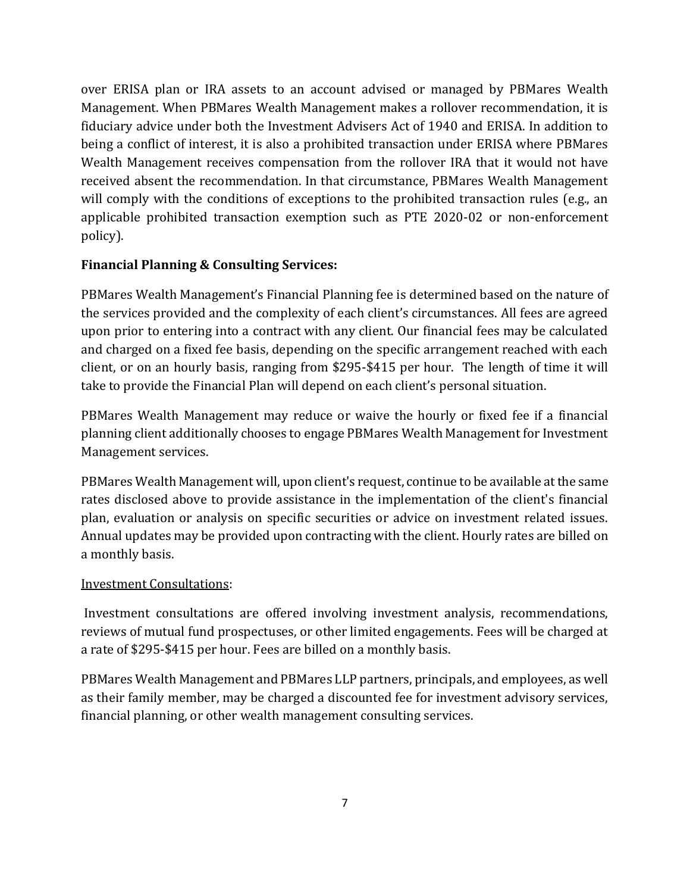over ERISA plan or IRA assets to an account advised or managed by PBMares Wealth Management. When PBMares Wealth Management makes a rollover recommendation, it is fiduciary advice under both the Investment Advisers Act of 1940 and ERISA. In addition to being a conflict of interest, it is also a prohibited transaction under ERISA where PBMares Wealth Management receives compensation from the rollover IRA that it would not have received absent the recommendation. In that circumstance, PBMares Wealth Management will comply with the conditions of exceptions to the prohibited transaction rules (e.g., an applicable prohibited transaction exemption such as PTE 2020-02 or non-enforcement policy).

**Financial Planning & Consulting Services:**

PBMares Wealth Management's Financial Planning fee is determined based on the nature of the services provided and the complexity of each client's circumstances. All fees are agreed upon prior to entering into a contract with any client. Our financial fees may be calculated and charged on a fixed fee basis, depending on the specific arrangement reached with each client, or on an hourly basis, ranging from $295-$415 per hour. The length of time it will take to provide the Financial Plan will depend on each client's personal situation.

PBMares Wealth Management may reduce or waive the hourly or fixed fee if a financial planning client additionally chooses to engage PBMares Wealth Management for Investment Management services.

PBMares Wealth Management will, upon client's request, continue to be available at the same rates disclosed above to provide assistance in the implementation of the client's financial plan, evaluation or analysis on specific securities or advice on investment related issues. Annual updates may be provided upon contracting with the client. Hourly rates are billed on a monthly basis.

<u>Investment Consultations</u>:

Investment consultations are offered involving investment analysis, recommendations, reviews of mutual fund prospectuses, or other limited engagements. Fees will be charged at a rate of $295-$415 per hour. Fees are billed on a monthly basis.

PBMares Wealth Management and PBMares LLP partners, principals, and employees, as well as their family member, may be charged a discounted fee for investment advisory services, financial planning, or other wealth management consulting services.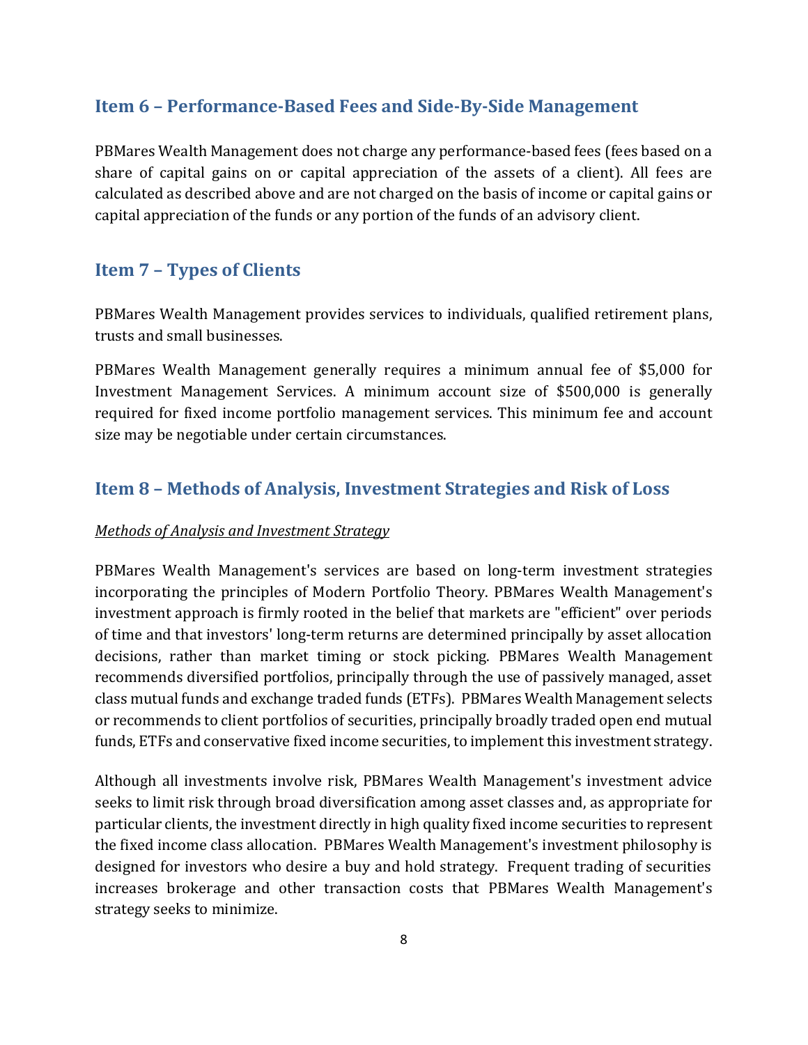## Item 6 – Performance-Based Fees and Side-By-Side Management

PBMares Wealth Management does not charge any performance-based fees (fees based on a share of capital gains on or capital appreciation of the assets of a client). All fees are calculated as described above and are not charged on the basis of income or capital gains or capital appreciation of the funds or any portion of the funds of an advisory client.

## Item 7 – Types of Clients

PBMares Wealth Management provides services to individuals, qualified retirement plans, trusts and small businesses.

PBMares Wealth Management generally requires a minimum annual fee of $5,000 for Investment Management Services. A minimum account size of $500,000 is generally required for fixed income portfolio management services. This minimum fee and account size may be negotiable under certain circumstances.

## Item 8 – Methods of Analysis, Investment Strategies and Risk of Loss

*Methods of Analysis and Investment Strategy*

PBMares Wealth Management's services are based on long-term investment strategies incorporating the principles of Modern Portfolio Theory. PBMares Wealth Management's investment approach is firmly rooted in the belief that markets are "efficient" over periods of time and that investors' long-term returns are determined principally by asset allocation decisions, rather than market timing or stock picking. PBMares Wealth Management recommends diversified portfolios, principally through the use of passively managed, asset class mutual funds and exchange traded funds (ETFs). PBMares Wealth Management selects or recommends to client portfolios of securities, principally broadly traded open end mutual funds, ETFs and conservative fixed income securities, to implement this investment strategy.

Although all investments involve risk, PBMares Wealth Management's investment advice seeks to limit risk through broad diversification among asset classes and, as appropriate for particular clients, the investment directly in high quality fixed income securities to represent the fixed income class allocation. PBMares Wealth Management's investment philosophy is designed for investors who desire a buy and hold strategy. Frequent trading of securities increases brokerage and other transaction costs that PBMares Wealth Management's strategy seeks to minimize.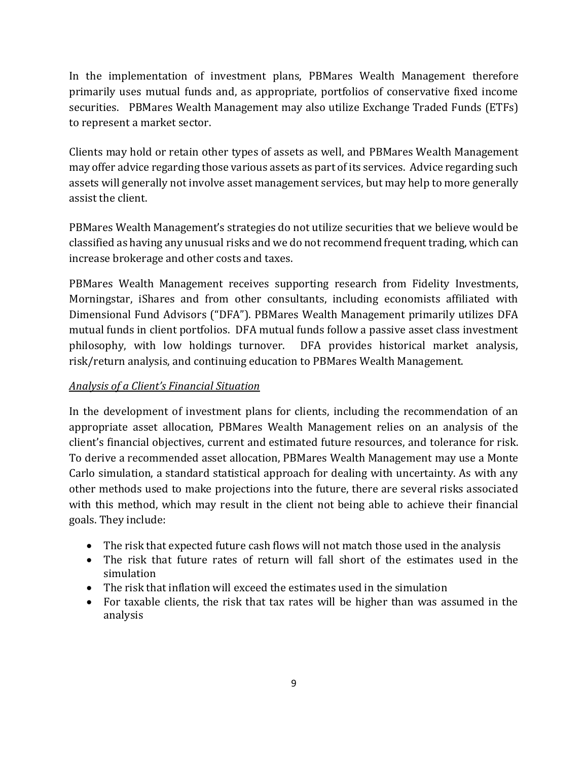In the implementation of investment plans, PBMares Wealth Management therefore primarily uses mutual funds and, as appropriate, portfolios of conservative fixed income securities. PBMares Wealth Management may also utilize Exchange Traded Funds (ETFs) to represent a market sector.

Clients may hold or retain other types of assets as well, and PBMares Wealth Management may offer advice regarding those various assets as part of its services. Advice regarding such assets will generally not involve asset management services, but may help to more generally assist the client.

PBMares Wealth Management's strategies do not utilize securities that we believe would be classified as having any unusual risks and we do not recommend frequent trading, which can increase brokerage and other costs and taxes.

PBMares Wealth Management receives supporting research from Fidelity Investments, Morningstar, iShares and from other consultants, including economists affiliated with Dimensional Fund Advisors ("DFA"). PBMares Wealth Management primarily utilizes DFA mutual funds in client portfolios. DFA mutual funds follow a passive asset class investment philosophy, with low holdings turnover. DFA provides historical market analysis, risk/return analysis, and continuing education to PBMares Wealth Management.

*Analysis of a Client's Financial Situation*

In the development of investment plans for clients, including the recommendation of an appropriate asset allocation, PBMares Wealth Management relies on an analysis of the client's financial objectives, current and estimated future resources, and tolerance for risk. To derive a recommended asset allocation, PBMares Wealth Management may use a Monte Carlo simulation, a standard statistical approach for dealing with uncertainty. As with any other methods used to make projections into the future, there are several risks associated with this method, which may result in the client not being able to achieve their financial goals. They include:

- The risk that expected future cash flows will not match those used in the analysis
- The risk that future rates of return will fall short of the estimates used in the simulation
- The risk that inflation will exceed the estimates used in the simulation
- For taxable clients, the risk that tax rates will be higher than was assumed in the analysis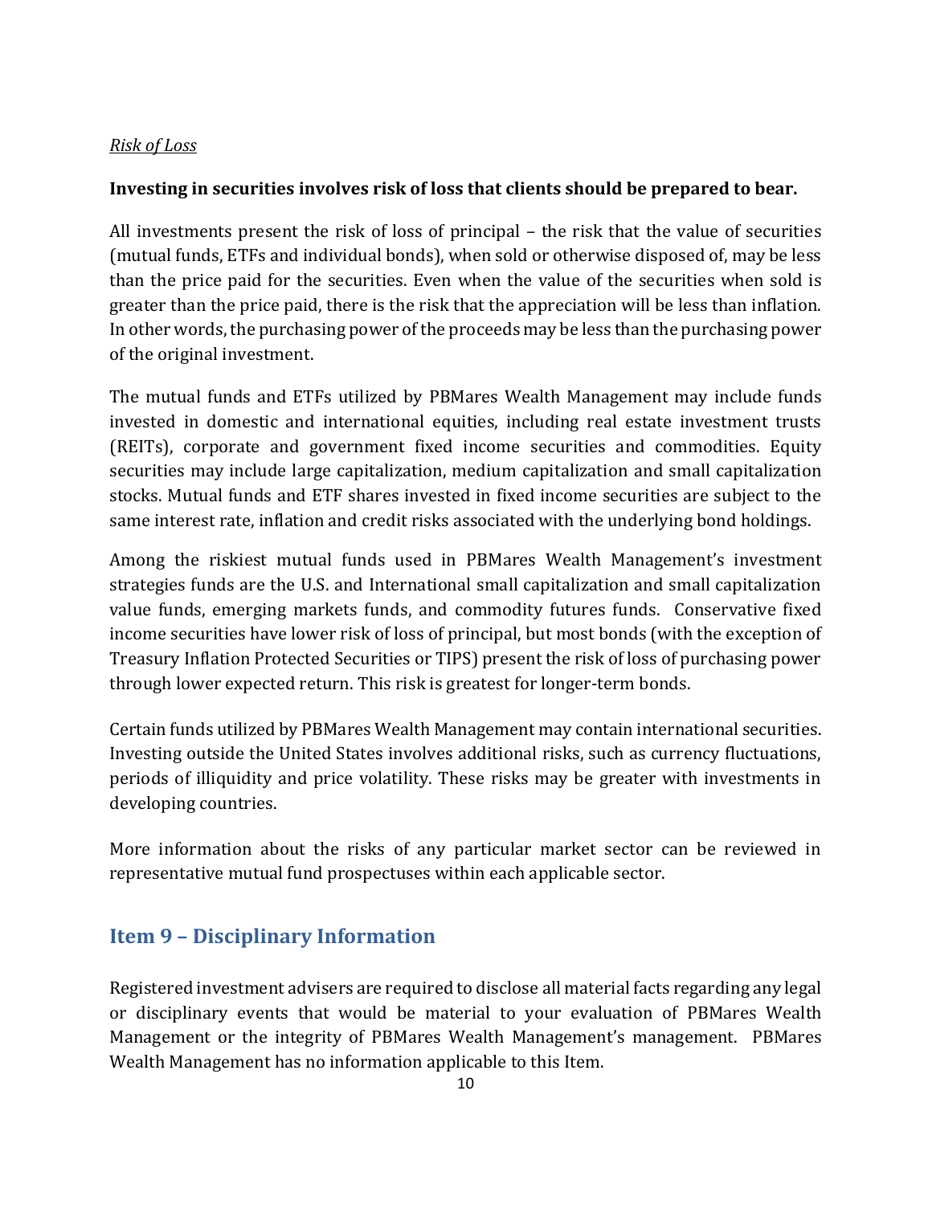*Risk of Loss*

**Investing in securities involves risk of loss that clients should be prepared to bear.**

All investments present the risk of loss of principal – the risk that the value of securities (mutual funds, ETFs and individual bonds), when sold or otherwise disposed of, may be less than the price paid for the securities. Even when the value of the securities when sold is greater than the price paid, there is the risk that the appreciation will be less than inflation. In other words, the purchasing power of the proceeds may be less than the purchasing power of the original investment.

The mutual funds and ETFs utilized by PBMares Wealth Management may include funds invested in domestic and international equities, including real estate investment trusts (REITs), corporate and government fixed income securities and commodities. Equity securities may include large capitalization, medium capitalization and small capitalization stocks. Mutual funds and ETF shares invested in fixed income securities are subject to the same interest rate, inflation and credit risks associated with the underlying bond holdings.

Among the riskiest mutual funds used in PBMares Wealth Management's investment strategies funds are the U.S. and International small capitalization and small capitalization value funds, emerging markets funds, and commodity futures funds. Conservative fixed income securities have lower risk of loss of principal, but most bonds (with the exception of Treasury Inflation Protected Securities or TIPS) present the risk of loss of purchasing power through lower expected return. This risk is greatest for longer-term bonds.

Certain funds utilized by PBMares Wealth Management may contain international securities. Investing outside the United States involves additional risks, such as currency fluctuations, periods of illiquidity and price volatility. These risks may be greater with investments in developing countries.

More information about the risks of any particular market sector can be reviewed in representative mutual fund prospectuses within each applicable sector.

## Item 9 – Disciplinary Information

Registered investment advisers are required to disclose all material facts regarding any legal or disciplinary events that would be material to your evaluation of PBMares Wealth Management or the integrity of PBMares Wealth Management's management. PBMares Wealth Management has no information applicable to this Item.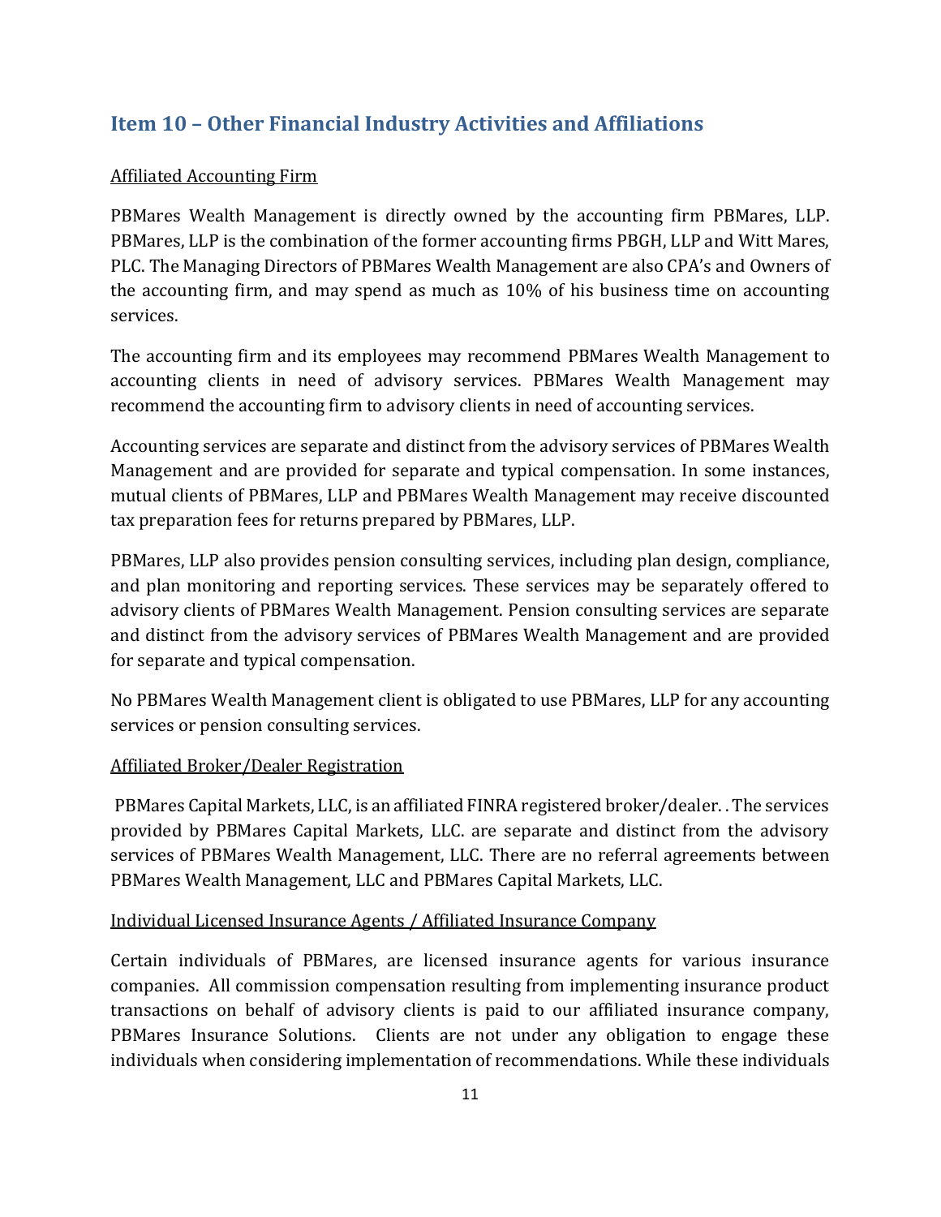## Item 10 – Other Financial Industry Activities and Affiliations

Affiliated Accounting Firm

PBMares Wealth Management is directly owned by the accounting firm PBMares, LLP. PBMares, LLP is the combination of the former accounting firms PBGH, LLP and Witt Mares, PLC. The Managing Directors of PBMares Wealth Management are also CPA's and Owners of the accounting firm, and may spend as much as 10% of his business time on accounting services.

The accounting firm and its employees may recommend PBMares Wealth Management to accounting clients in need of advisory services. PBMares Wealth Management may recommend the accounting firm to advisory clients in need of accounting services.

Accounting services are separate and distinct from the advisory services of PBMares Wealth Management and are provided for separate and typical compensation. In some instances, mutual clients of PBMares, LLP and PBMares Wealth Management may receive discounted tax preparation fees for returns prepared by PBMares, LLP.

PBMares, LLP also provides pension consulting services, including plan design, compliance, and plan monitoring and reporting services. These services may be separately offered to advisory clients of PBMares Wealth Management. Pension consulting services are separate and distinct from the advisory services of PBMares Wealth Management and are provided for separate and typical compensation.

No PBMares Wealth Management client is obligated to use PBMares, LLP for any accounting services or pension consulting services.

Affiliated Broker/Dealer Registration

PBMares Capital Markets, LLC, is an affiliated FINRA registered broker/dealer. . The services provided by PBMares Capital Markets, LLC. are separate and distinct from the advisory services of PBMares Wealth Management, LLC. There are no referral agreements between PBMares Wealth Management, LLC and PBMares Capital Markets, LLC.

Individual Licensed Insurance Agents / Affiliated Insurance Company

Certain individuals of PBMares, are licensed insurance agents for various insurance companies. All commission compensation resulting from implementing insurance product transactions on behalf of advisory clients is paid to our affiliated insurance company, PBMares Insurance Solutions. Clients are not under any obligation to engage these individuals when considering implementation of recommendations. While these individuals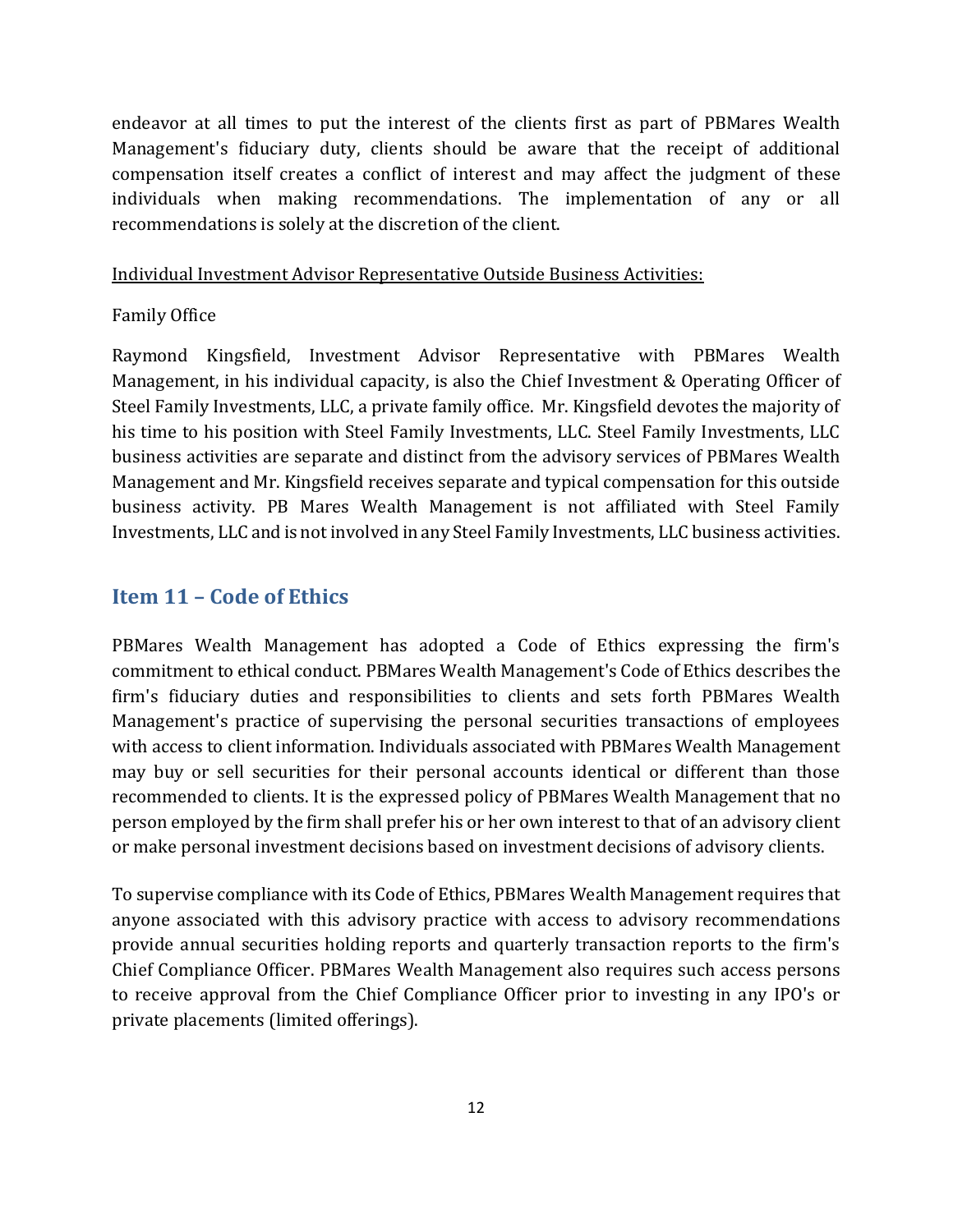endeavor at all times to put the interest of the clients first as part of PBMares Wealth Management's fiduciary duty, clients should be aware that the receipt of additional compensation itself creates a conflict of interest and may affect the judgment of these individuals when making recommendations. The implementation of any or all recommendations is solely at the discretion of the client.

Individual Investment Advisor Representative Outside Business Activities:

Family Office

Raymond Kingsfield, Investment Advisor Representative with PBMares Wealth Management, in his individual capacity, is also the Chief Investment & Operating Officer of Steel Family Investments, LLC, a private family office. Mr. Kingsfield devotes the majority of his time to his position with Steel Family Investments, LLC. Steel Family Investments, LLC business activities are separate and distinct from the advisory services of PBMares Wealth Management and Mr. Kingsfield receives separate and typical compensation for this outside business activity. PB Mares Wealth Management is not affiliated with Steel Family Investments, LLC and is not involved in any Steel Family Investments, LLC business activities.

## Item 11 – Code of Ethics

PBMares Wealth Management has adopted a Code of Ethics expressing the firm's commitment to ethical conduct. PBMares Wealth Management's Code of Ethics describes the firm's fiduciary duties and responsibilities to clients and sets forth PBMares Wealth Management's practice of supervising the personal securities transactions of employees with access to client information. Individuals associated with PBMares Wealth Management may buy or sell securities for their personal accounts identical or different than those recommended to clients. It is the expressed policy of PBMares Wealth Management that no person employed by the firm shall prefer his or her own interest to that of an advisory client or make personal investment decisions based on investment decisions of advisory clients.

To supervise compliance with its Code of Ethics, PBMares Wealth Management requires that anyone associated with this advisory practice with access to advisory recommendations provide annual securities holding reports and quarterly transaction reports to the firm's Chief Compliance Officer. PBMares Wealth Management also requires such access persons to receive approval from the Chief Compliance Officer prior to investing in any IPO's or private placements (limited offerings).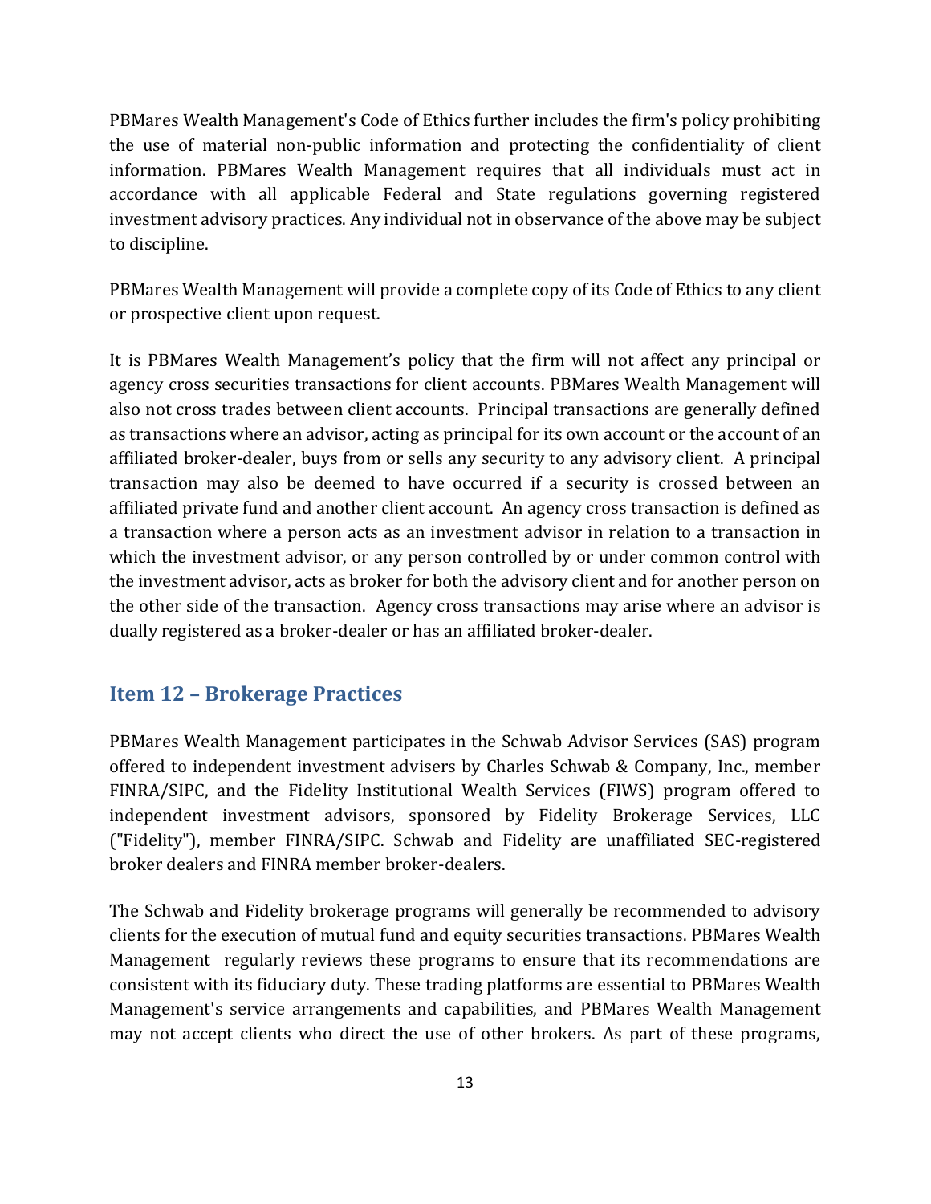PBMares Wealth Management's Code of Ethics further includes the firm's policy prohibiting the use of material non-public information and protecting the confidentiality of client information. PBMares Wealth Management requires that all individuals must act in accordance with all applicable Federal and State regulations governing registered investment advisory practices. Any individual not in observance of the above may be subject to discipline.

PBMares Wealth Management will provide a complete copy of its Code of Ethics to any client or prospective client upon request.

It is PBMares Wealth Management's policy that the firm will not affect any principal or agency cross securities transactions for client accounts. PBMares Wealth Management will also not cross trades between client accounts. Principal transactions are generally defined as transactions where an advisor, acting as principal for its own account or the account of an affiliated broker-dealer, buys from or sells any security to any advisory client. A principal transaction may also be deemed to have occurred if a security is crossed between an affiliated private fund and another client account. An agency cross transaction is defined as a transaction where a person acts as an investment advisor in relation to a transaction in which the investment advisor, or any person controlled by or under common control with the investment advisor, acts as broker for both the advisory client and for another person on the other side of the transaction. Agency cross transactions may arise where an advisor is dually registered as a broker-dealer or has an affiliated broker-dealer.

## Item 12 – Brokerage Practices

PBMares Wealth Management participates in the Schwab Advisor Services (SAS) program offered to independent investment advisers by Charles Schwab & Company, Inc., member FINRA/SIPC, and the Fidelity Institutional Wealth Services (FIWS) program offered to independent investment advisors, sponsored by Fidelity Brokerage Services, LLC ("Fidelity"), member FINRA/SIPC. Schwab and Fidelity are unaffiliated SEC-registered broker dealers and FINRA member broker-dealers.

The Schwab and Fidelity brokerage programs will generally be recommended to advisory clients for the execution of mutual fund and equity securities transactions. PBMares Wealth Management regularly reviews these programs to ensure that its recommendations are consistent with its fiduciary duty. These trading platforms are essential to PBMares Wealth Management's service arrangements and capabilities, and PBMares Wealth Management may not accept clients who direct the use of other brokers. As part of these programs,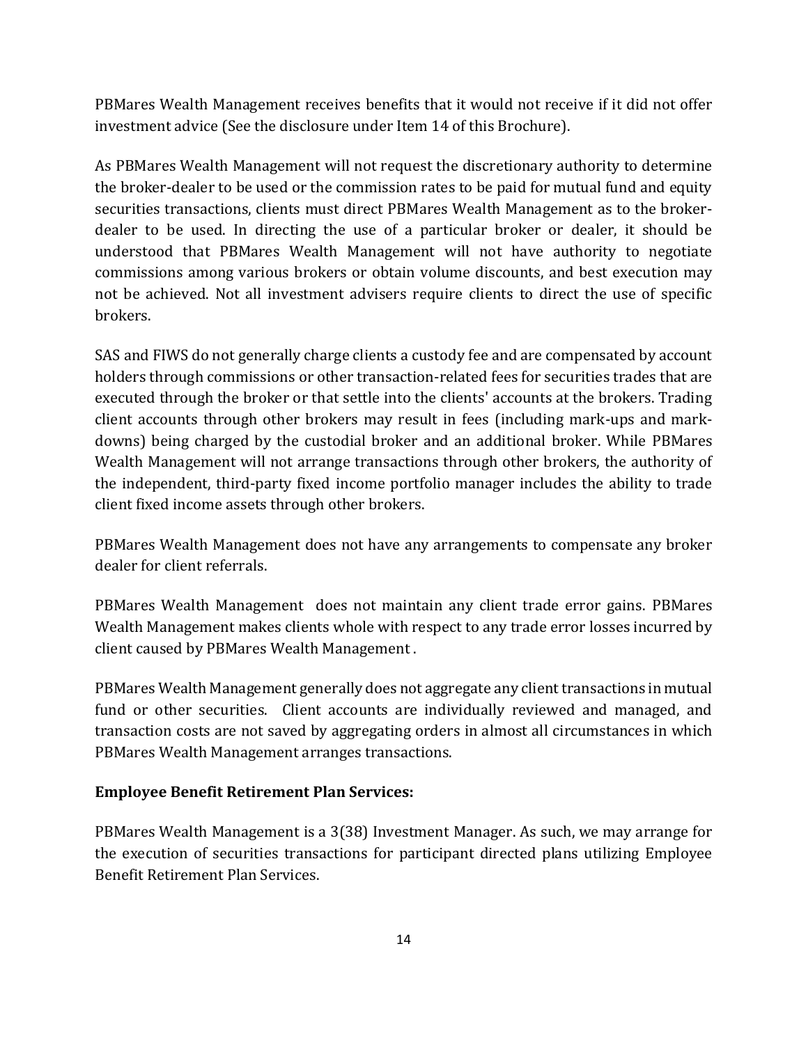PBMares Wealth Management receives benefits that it would not receive if it did not offer investment advice (See the disclosure under Item 14 of this Brochure).

As PBMares Wealth Management will not request the discretionary authority to determine the broker-dealer to be used or the commission rates to be paid for mutual fund and equity securities transactions, clients must direct PBMares Wealth Management as to the broker-dealer to be used. In directing the use of a particular broker or dealer, it should be understood that PBMares Wealth Management will not have authority to negotiate commissions among various brokers or obtain volume discounts, and best execution may not be achieved. Not all investment advisers require clients to direct the use of specific brokers.

SAS and FIWS do not generally charge clients a custody fee and are compensated by account holders through commissions or other transaction-related fees for securities trades that are executed through the broker or that settle into the clients' accounts at the brokers. Trading client accounts through other brokers may result in fees (including mark-ups and mark-downs) being charged by the custodial broker and an additional broker. While PBMares Wealth Management will not arrange transactions through other brokers, the authority of the independent, third-party fixed income portfolio manager includes the ability to trade client fixed income assets through other brokers.

PBMares Wealth Management does not have any arrangements to compensate any broker dealer for client referrals.

PBMares Wealth Management does not maintain any client trade error gains. PBMares Wealth Management makes clients whole with respect to any trade error losses incurred by client caused by PBMares Wealth Management .

PBMares Wealth Management generally does not aggregate any client transactions in mutual fund or other securities. Client accounts are individually reviewed and managed, and transaction costs are not saved by aggregating orders in almost all circumstances in which PBMares Wealth Management arranges transactions.

**Employee Benefit Retirement Plan Services:**

PBMares Wealth Management is a 3(38) Investment Manager. As such, we may arrange for the execution of securities transactions for participant directed plans utilizing Employee Benefit Retirement Plan Services.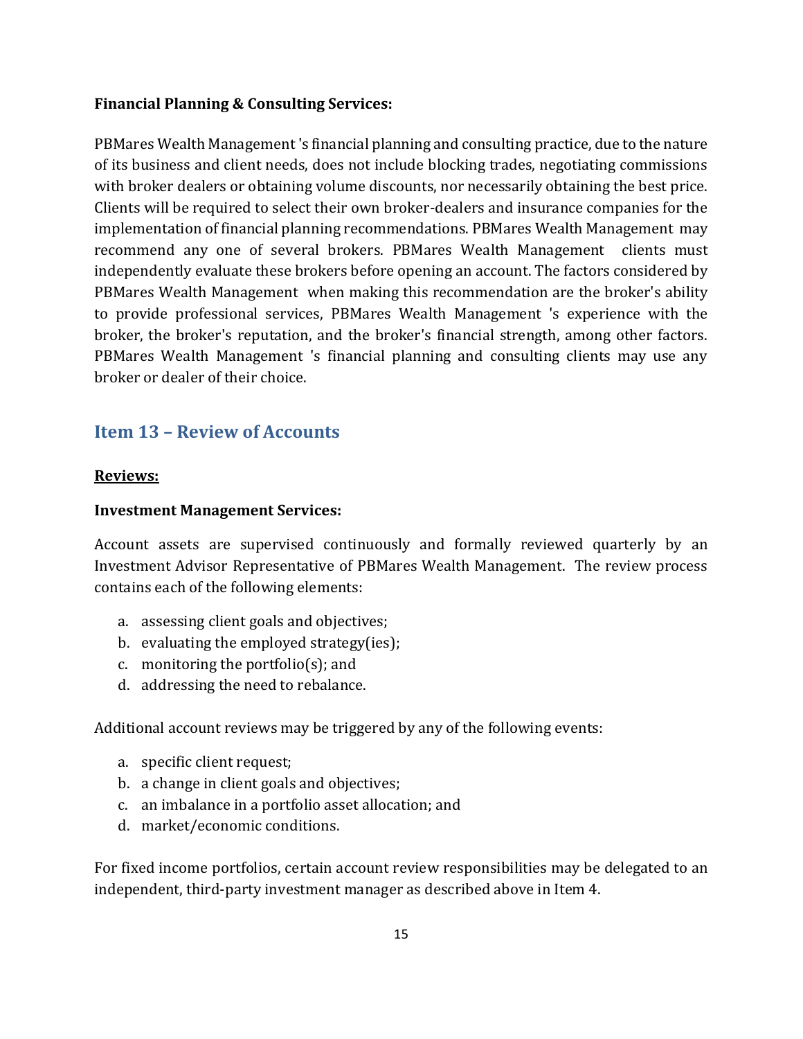**Financial Planning & Consulting Services:**

PBMares Wealth Management 's financial planning and consulting practice, due to the nature of its business and client needs, does not include blocking trades, negotiating commissions with broker dealers or obtaining volume discounts, nor necessarily obtaining the best price. Clients will be required to select their own broker-dealers and insurance companies for the implementation of financial planning recommendations. PBMares Wealth Management may recommend any one of several brokers. PBMares Wealth Management clients must independently evaluate these brokers before opening an account. The factors considered by PBMares Wealth Management when making this recommendation are the broker's ability to provide professional services, PBMares Wealth Management 's experience with the broker, the broker's reputation, and the broker's financial strength, among other factors. PBMares Wealth Management 's financial planning and consulting clients may use any broker or dealer of their choice.

## Item 13 – Review of Accounts

**Reviews:**

**Investment Management Services:**

Account assets are supervised continuously and formally reviewed quarterly by an Investment Advisor Representative of PBMares Wealth Management. The review process contains each of the following elements:

a. assessing client goals and objectives;
b. evaluating the employed strategy(ies);
c. monitoring the portfolio(s); and
d. addressing the need to rebalance.

Additional account reviews may be triggered by any of the following events:

a. specific client request;
b. a change in client goals and objectives;
c. an imbalance in a portfolio asset allocation; and
d. market/economic conditions.

For fixed income portfolios, certain account review responsibilities may be delegated to an independent, third-party investment manager as described above in Item 4.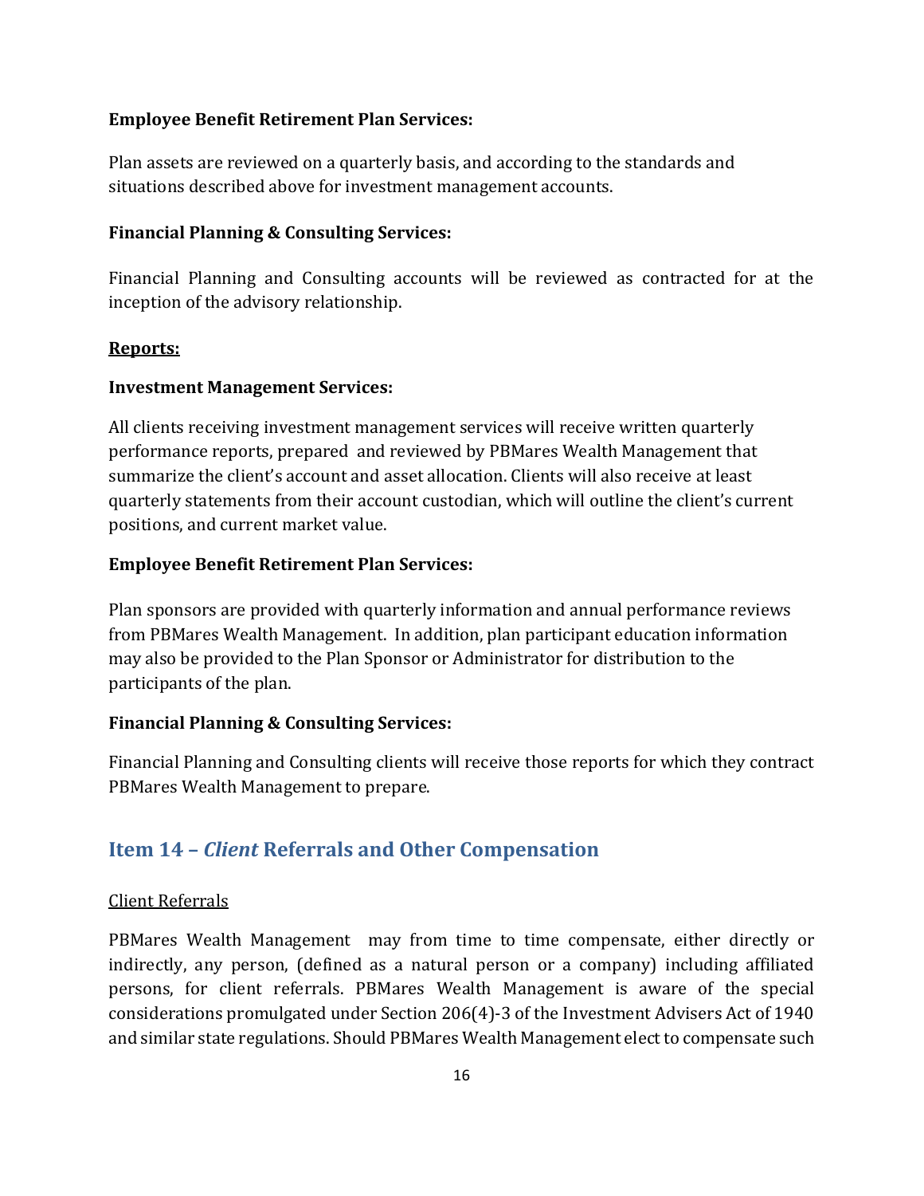**Employee Benefit Retirement Plan Services:**

Plan assets are reviewed on a quarterly basis, and according to the standards and situations described above for investment management accounts.

**Financial Planning & Consulting Services:**

Financial Planning and Consulting accounts will be reviewed as contracted for at the inception of the advisory relationship.

**<u>Reports:</u>**

**Investment Management Services:**

All clients receiving investment management services will receive written quarterly performance reports, prepared and reviewed by PBMares Wealth Management that summarize the client's account and asset allocation. Clients will also receive at least quarterly statements from their account custodian, which will outline the client's current positions, and current market value.

**Employee Benefit Retirement Plan Services:**

Plan sponsors are provided with quarterly information and annual performance reviews from PBMares Wealth Management. In addition, plan participant education information may also be provided to the Plan Sponsor or Administrator for distribution to the participants of the plan.

**Financial Planning & Consulting Services:**

Financial Planning and Consulting clients will receive those reports for which they contract PBMares Wealth Management to prepare.

## Item 14 – *Client* Referrals and Other Compensation

<u>Client Referrals</u>

PBMares Wealth Management may from time to time compensate, either directly or indirectly, any person, (defined as a natural person or a company) including affiliated persons, for client referrals. PBMares Wealth Management is aware of the special considerations promulgated under Section 206(4)-3 of the Investment Advisers Act of 1940 and similar state regulations. Should PBMares Wealth Management elect to compensate such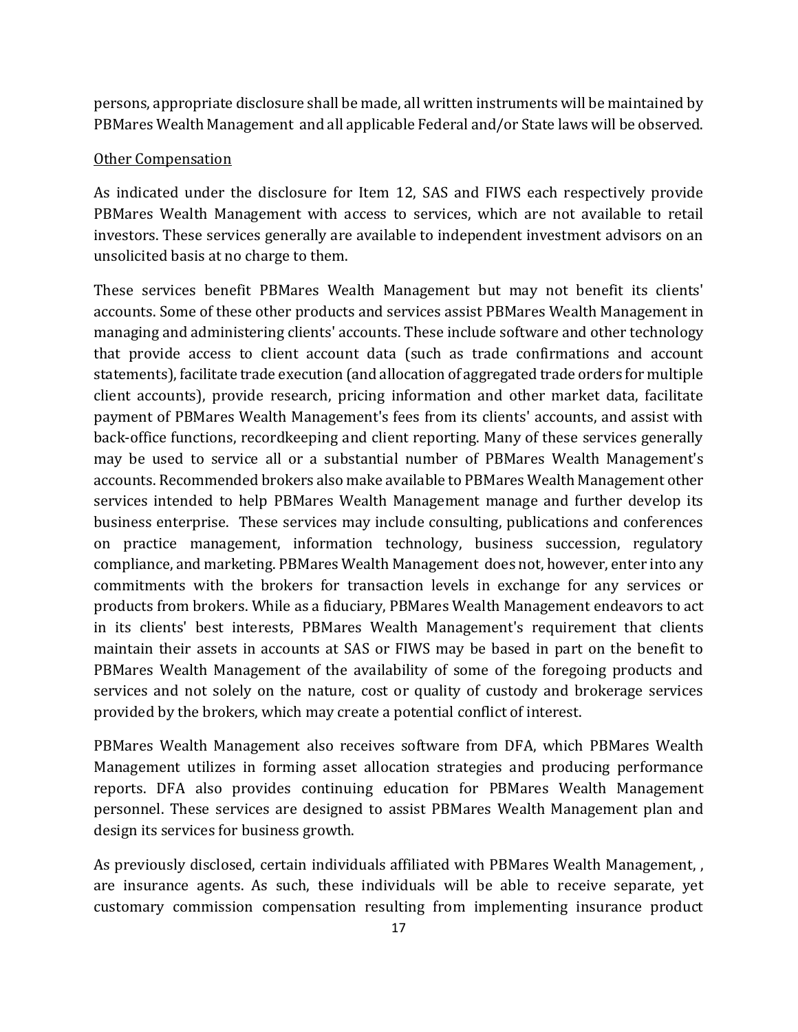persons, appropriate disclosure shall be made, all written instruments will be maintained by PBMares Wealth Management and all applicable Federal and/or State laws will be observed.

Other Compensation

As indicated under the disclosure for Item 12, SAS and FIWS each respectively provide PBMares Wealth Management with access to services, which are not available to retail investors. These services generally are available to independent investment advisors on an unsolicited basis at no charge to them.

These services benefit PBMares Wealth Management but may not benefit its clients' accounts. Some of these other products and services assist PBMares Wealth Management in managing and administering clients' accounts. These include software and other technology that provide access to client account data (such as trade confirmations and account statements), facilitate trade execution (and allocation of aggregated trade orders for multiple client accounts), provide research, pricing information and other market data, facilitate payment of PBMares Wealth Management's fees from its clients' accounts, and assist with back-office functions, recordkeeping and client reporting. Many of these services generally may be used to service all or a substantial number of PBMares Wealth Management's accounts. Recommended brokers also make available to PBMares Wealth Management other services intended to help PBMares Wealth Management manage and further develop its business enterprise. These services may include consulting, publications and conferences on practice management, information technology, business succession, regulatory compliance, and marketing. PBMares Wealth Management does not, however, enter into any commitments with the brokers for transaction levels in exchange for any services or products from brokers. While as a fiduciary, PBMares Wealth Management endeavors to act in its clients' best interests, PBMares Wealth Management's requirement that clients maintain their assets in accounts at SAS or FIWS may be based in part on the benefit to PBMares Wealth Management of the availability of some of the foregoing products and services and not solely on the nature, cost or quality of custody and brokerage services provided by the brokers, which may create a potential conflict of interest.

PBMares Wealth Management also receives software from DFA, which PBMares Wealth Management utilizes in forming asset allocation strategies and producing performance reports. DFA also provides continuing education for PBMares Wealth Management personnel. These services are designed to assist PBMares Wealth Management plan and design its services for business growth.

As previously disclosed, certain individuals affiliated with PBMares Wealth Management, , are insurance agents. As such, these individuals will be able to receive separate, yet customary commission compensation resulting from implementing insurance product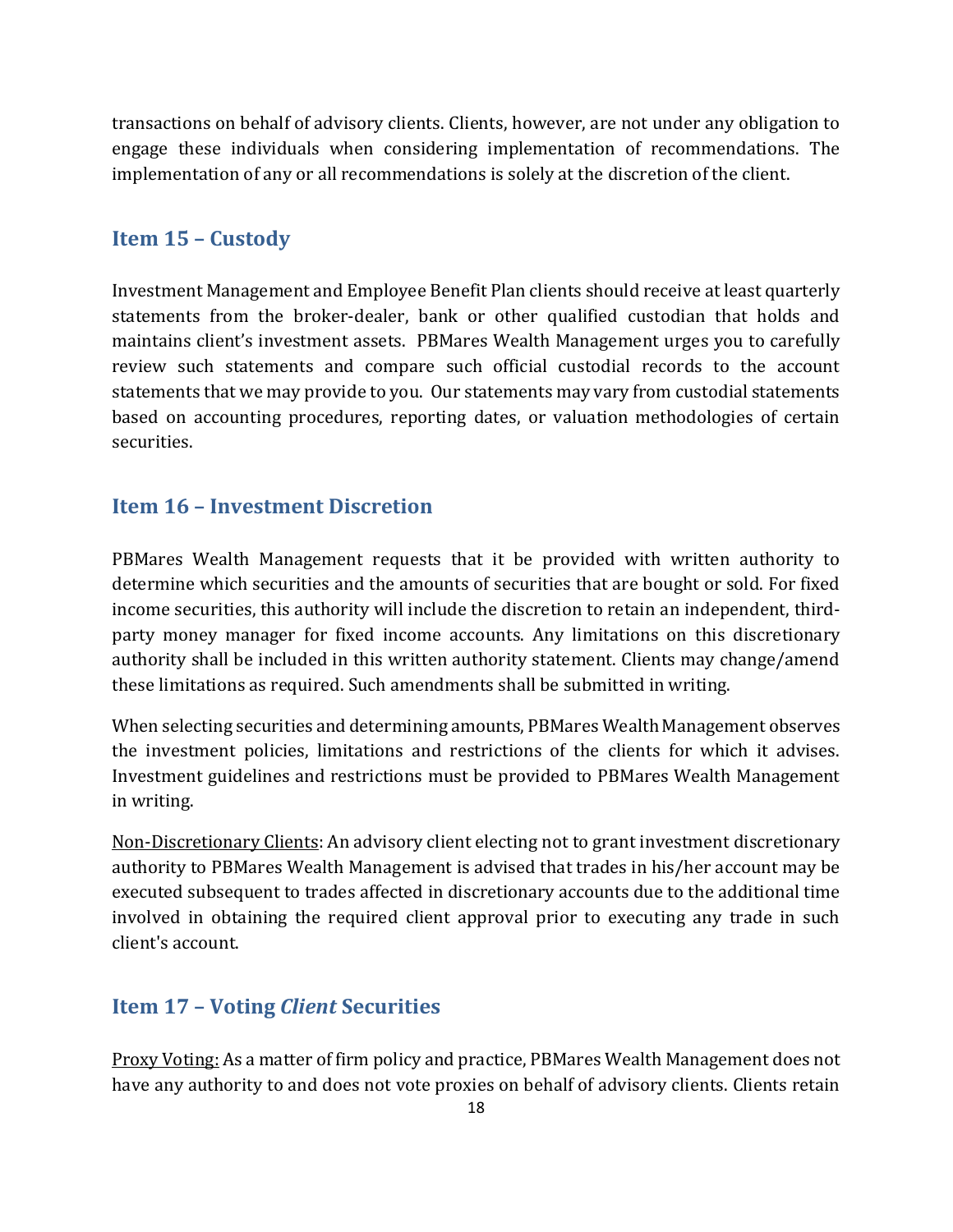transactions on behalf of advisory clients. Clients, however, are not under any obligation to engage these individuals when considering implementation of recommendations. The implementation of any or all recommendations is solely at the discretion of the client.

## Item 15 – Custody

Investment Management and Employee Benefit Plan clients should receive at least quarterly statements from the broker-dealer, bank or other qualified custodian that holds and maintains client's investment assets. PBMares Wealth Management urges you to carefully review such statements and compare such official custodial records to the account statements that we may provide to you. Our statements may vary from custodial statements based on accounting procedures, reporting dates, or valuation methodologies of certain securities.

## Item 16 – Investment Discretion

PBMares Wealth Management requests that it be provided with written authority to determine which securities and the amounts of securities that are bought or sold. For fixed income securities, this authority will include the discretion to retain an independent, third-party money manager for fixed income accounts. Any limitations on this discretionary authority shall be included in this written authority statement. Clients may change/amend these limitations as required. Such amendments shall be submitted in writing.

When selecting securities and determining amounts, PBMares Wealth Management observes the investment policies, limitations and restrictions of the clients for which it advises. Investment guidelines and restrictions must be provided to PBMares Wealth Management in writing.

Non-Discretionary Clients: An advisory client electing not to grant investment discretionary authority to PBMares Wealth Management is advised that trades in his/her account may be executed subsequent to trades affected in discretionary accounts due to the additional time involved in obtaining the required client approval prior to executing any trade in such client's account.

## Item 17 – Voting *Client* Securities

Proxy Voting: As a matter of firm policy and practice, PBMares Wealth Management does not have any authority to and does not vote proxies on behalf of advisory clients. Clients retain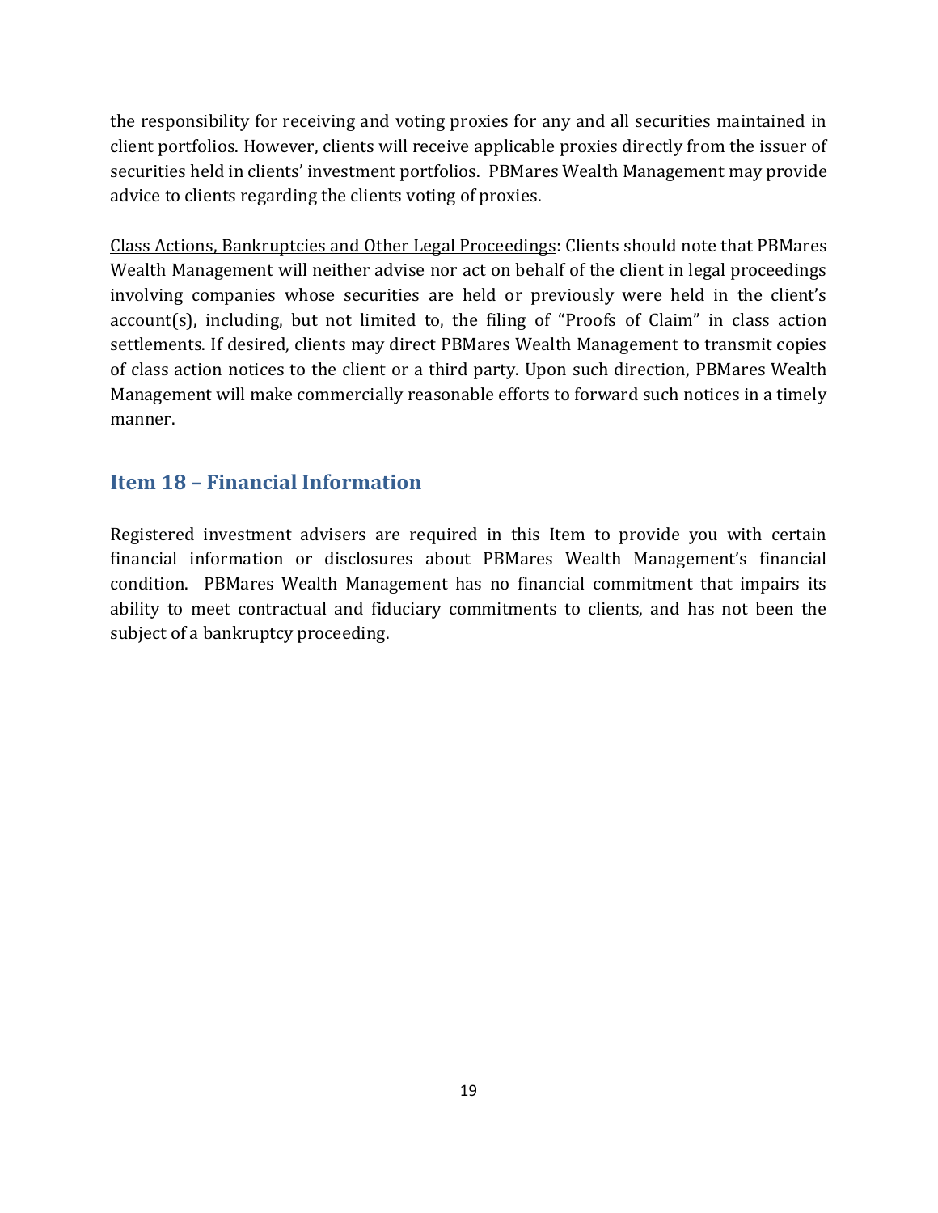the responsibility for receiving and voting proxies for any and all securities maintained in client portfolios. However, clients will receive applicable proxies directly from the issuer of securities held in clients' investment portfolios. PBMares Wealth Management may provide advice to clients regarding the clients voting of proxies.

<u>Class Actions, Bankruptcies and Other Legal Proceedings</u>: Clients should note that PBMares Wealth Management will neither advise nor act on behalf of the client in legal proceedings involving companies whose securities are held or previously were held in the client's account(s), including, but not limited to, the filing of "Proofs of Claim" in class action settlements. If desired, clients may direct PBMares Wealth Management to transmit copies of class action notices to the client or a third party. Upon such direction, PBMares Wealth Management will make commercially reasonable efforts to forward such notices in a timely manner.

## Item 18 – Financial Information

Registered investment advisers are required in this Item to provide you with certain financial information or disclosures about PBMares Wealth Management's financial condition. PBMares Wealth Management has no financial commitment that impairs its ability to meet contractual and fiduciary commitments to clients, and has not been the subject of a bankruptcy proceeding.